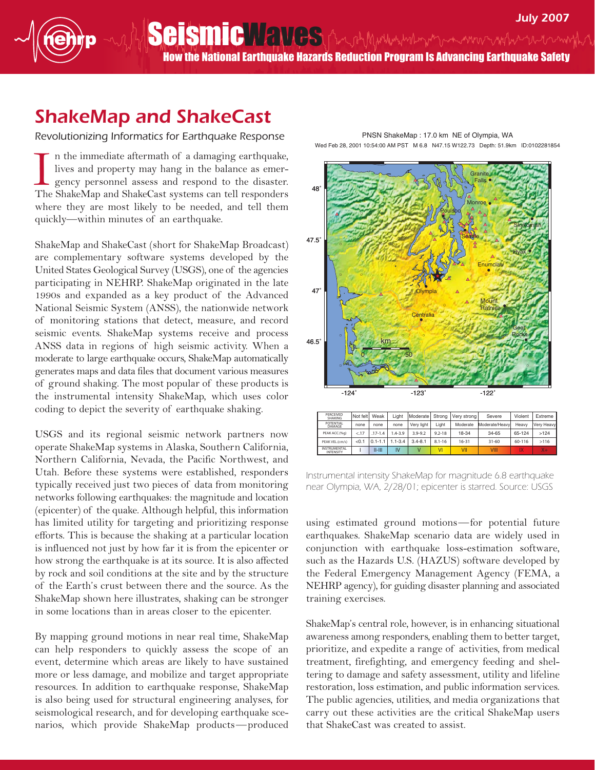# ShakeMap and ShakeCast

*Revolutionizing Informatics for Earthquake Response*

In the immediate aftermath of a damaging earthquake, lives and property may hang in the balance as emergency personnel assess and respond to the disaster. The ShakeMap and ShakeCast systems can tell responders where they are most likely to be needed, and tell them quickly—within minutes of an earthquake.

ShakeMap and ShakeCast (short for ShakeMap Broadcast) are complementary software systems developed by the United States Geological Survey (USGS), one of the agencies participating in NEHRP. ShakeMap originated in the late 1990s and expanded as a key product of the Advanced National Seismic System (ANSS), the nationwide network of monitoring stations that detect, measure, and record seismic events. ShakeMap systems receive and process ANSS data in regions of high seismic activity. When a moderate to large earthquake occurs, ShakeMap automatically generates maps and data files that document various measures of ground shaking. The most popular of these products is the instrumental intensity ShakeMap, which uses color coding to depict the severity of earthquake shaking.

USGS and its regional seismic network partners now operate ShakeMap systems in Alaska, Southern California, Northern California, Nevada, the Pacific Northwest, and Utah. Before these systems were established, responders typically received just two pieces of data from monitoring networks following earthquakes: the magnitude and location (epicenter) of the quake. Although helpful, this information has limited utility for targeting and prioritizing response efforts. This is because the shaking at a particular location is influenced not just by how far it is from the epicenter or how strong the earthquake is at its source. It is also affected by rock and soil conditions at the site and by the structure of the Earth's crust between there and the source. As the ShakeMap shown here illustrates, shaking can be stronger in some locations than in areas closer to the epicenter.

By mapping ground motions in near real time, ShakeMap can help responders to quickly assess the scope of an event, determine which areas are likely to have sustained more or less damage, and mobilize and target appropriate resources. In addition to earthquake response, ShakeMap is also being used for structural engineering analyses, for seismological research, and for developing earthquake scenarios, which provide ShakeMap products—produced using estimated ground motions—for potential future earthquakes. ShakeMap scenario data are widely used in conjunction with earthquake loss-estimation software, such as the Hazards U.S. (HAZUS) software developed by the Federal Emergency Management Agency (FEMA, a NEHRP agency), for guiding disaster planning and associated training exercises.

ShakeMap's central role, however, is in enhancing situational awareness among responders, enabling them to better target, prioritize, and expedite a range of activities, from medical treatment, firefighting, and emergency feeding and sheltering to damage and safety assessment, utility and lifeline restoration, loss estimation, and public information services. The public agencies, utilities, and media organizations that carry out these activities are the critical ShakeMap users that ShakeCast was created to assist.

PNSN ShakeMap : 17.0 km NE of Olympia, WA
Wed Feb 28, 2001 10:54:00 AM PST M 6.8 N47.15 W122.73 Depth: 51.9km ID:0102281854

| PERCEIVED SHAKING | Not felt | Weak | Light | Moderate | Strong | Very strong | Severe | Violent | Extreme |
|---|---|---|---|---|---|---|---|---|---|
| POTENTIAL DAMAGE | none | none | none | Very light | Light | Moderate | Moderate/Heavy | Heavy | Very Heavy |
| PEAK ACC.(%g) | <.17 | .17-1.4 | 1.4-3.9 | 3.9-9.2 | 9.2-18 | 18-34 | 34-65 | 65-124 | >124 |
| PEAK VEL.(cm/s) | <0.1 | 0.1-1.1 | 1.1-3.4 | 3.4-8.1 | 8.1-16 | 16-31 | 31-60 | 60-116 | >116 |
| INSTRUMENTAL INTENSITY | I | II-III | IV | V | VI | VII | VIII | IX | X+ |

*Instrumental intensity ShakeMap for magnitude 6.8 earthquake near Olympia, WA, 2/28/01; epicenter is starred. Source: USGS*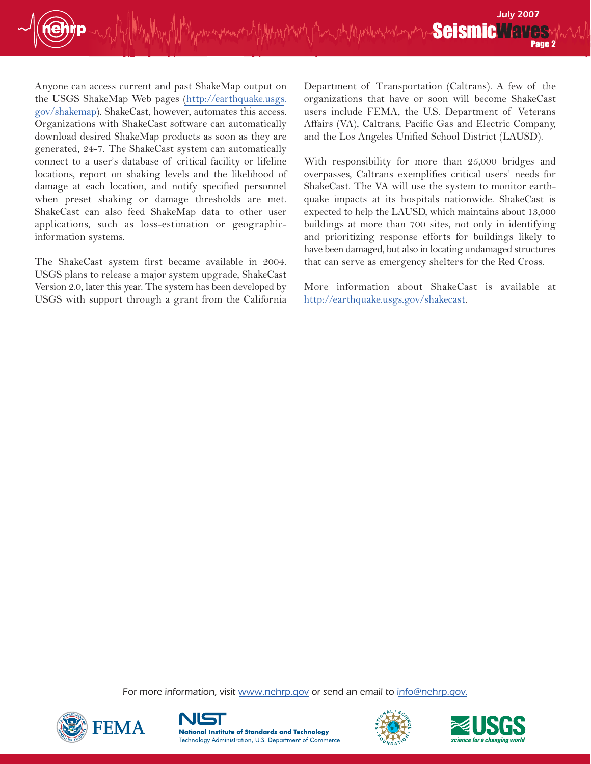Anyone can access current and past ShakeMap output on the USGS ShakeMap Web pages (http://earthquake.usgs.gov/shakemap). ShakeCast, however, automates this access. Organizations with ShakeCast software can automatically download desired ShakeMap products as soon as they are generated, 24-7. The ShakeCast system can automatically connect to a user's database of critical facility or lifeline locations, report on shaking levels and the likelihood of damage at each location, and notify specified personnel when preset shaking or damage thresholds are met. ShakeCast can also feed ShakeMap data to other user applications, such as loss-estimation or geographic-information systems.

The ShakeCast system first became available in 2004. USGS plans to release a major system upgrade, ShakeCast Version 2.0, later this year. The system has been developed by USGS with support through a grant from the California Department of Transportation (Caltrans). A few of the organizations that have or soon will become ShakeCast users include FEMA, the U.S. Department of Veterans Affairs (VA), Caltrans, Pacific Gas and Electric Company, and the Los Angeles Unified School District (LAUSD).

With responsibility for more than 25,000 bridges and overpasses, Caltrans exemplifies critical users' needs for ShakeCast. The VA will use the system to monitor earthquake impacts at its hospitals nationwide. ShakeCast is expected to help the LAUSD, which maintains about 13,000 buildings at more than 700 sites, not only in identifying and prioritizing response efforts for buildings likely to have been damaged, but also in locating undamaged structures that can serve as emergency shelters for the Red Cross.

More information about ShakeCast is available at http://earthquake.usgs.gov/shakecast.

*For more information, visit www.nehrp.gov or send an email to info@nehrp.gov.*